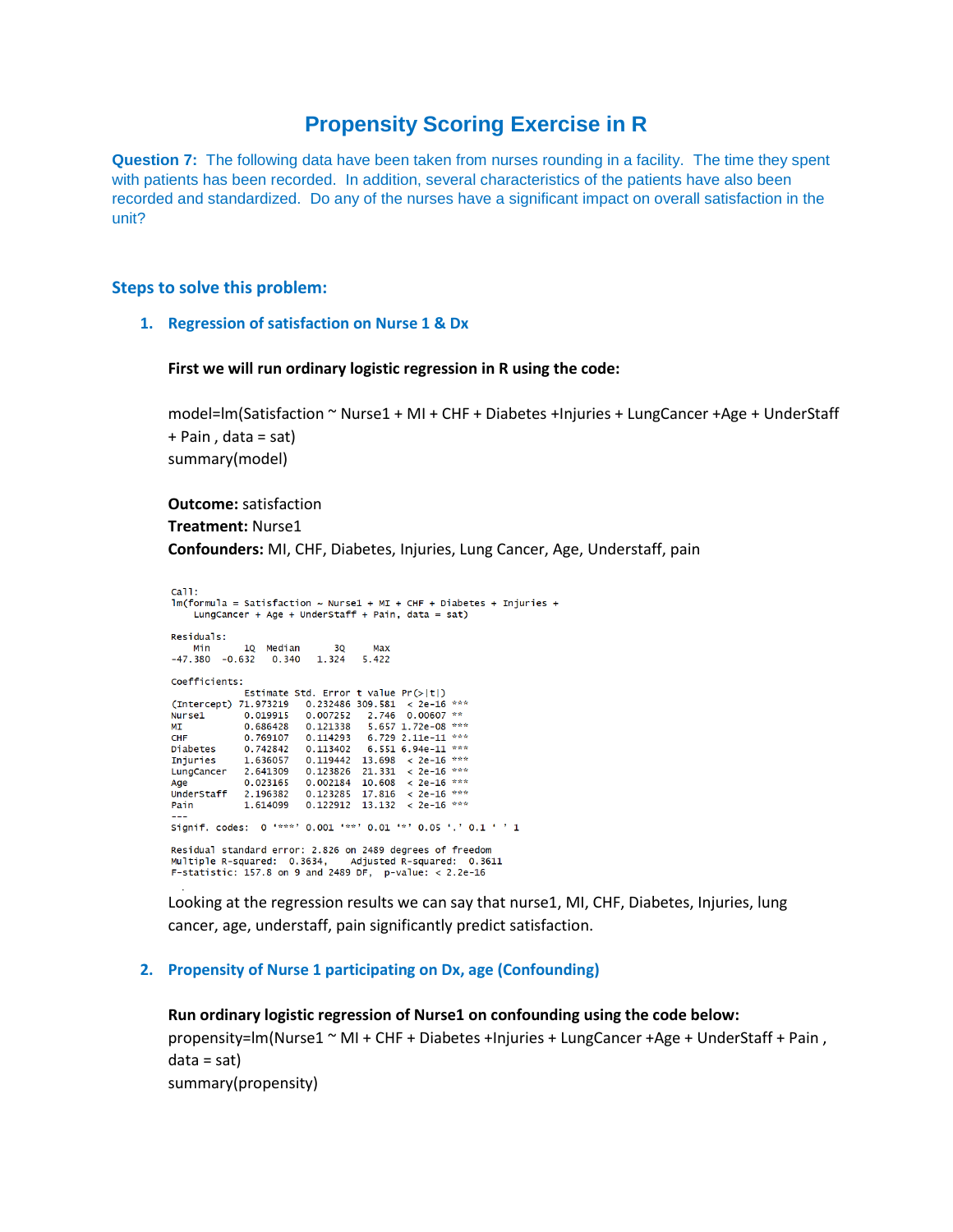# Propensity Scoring Exercise in R

**Question 7:** The following data have been taken from nurses rounding in a facility. The time they spent with patients has been recorded. In addition, several characteristics of the patients have also been recorded and standardized. Do any of the nurses have a significant impact on overall satisfaction in the unit?

## Steps to solve this problem:

### 1. Regression of satisfaction on Nurse 1 & Dx

**First we will run ordinary logistic regression in R using the code:**

model=lm(Satisfaction ~ Nurse1 + MI + CHF + Diabetes +Injuries + LungCancer +Age + UnderStaff + Pain , data = sat)
summary(model)

**Outcome:** satisfaction
**Treatment:** Nurse1
**Confounders:** MI, CHF, Diabetes, Injuries, Lung Cancer, Age, Understaff, pain

```
Call:
lm(formula = Satisfaction ~ Nurse1 + MI + CHF + Diabetes + Injuries +
    LungCancer + Age + UnderStaff + Pain, data = sat)

Residuals:
    Min      1Q  Median      3Q     Max
-47.380  -0.632   0.340   1.324   5.422

Coefficients:
             Estimate Std. Error t value Pr(>|t|)
(Intercept) 71.973219   0.232486 309.581  < 2e-16 ***
Nurse1       0.019915   0.007252   2.746  0.00607 **
MI           0.686428   0.121338   5.657 1.72e-08 ***
CHF          0.769107   0.114293   6.729 2.11e-11 ***
Diabetes     0.742842   0.113402   6.551 6.94e-11 ***
Injuries     1.636057   0.119442  13.698  < 2e-16 ***
LungCancer   2.641309   0.123826  21.331  < 2e-16 ***
Age          0.023165   0.002184  10.608  < 2e-16 ***
UnderStaff   2.196382   0.123285  17.816  < 2e-16 ***
Pain         1.614099   0.122912  13.132  < 2e-16 ***
---
Signif. codes:  0 '***' 0.001 '**' 0.01 '*' 0.05 '.' 0.1 ' ' 1

Residual standard error: 2.826 on 2489 degrees of freedom
Multiple R-squared:  0.3634,	Adjusted R-squared:  0.3611
F-statistic: 157.8 on 9 and 2489 DF,  p-value: < 2.2e-16
```

Looking at the regression results we can say that nurse1, MI, CHF, Diabetes, Injuries, lung cancer, age, understaff, pain significantly predict satisfaction.

### 2. Propensity of Nurse 1 participating on Dx, age (Confounding)

**Run ordinary logistic regression of Nurse1 on confounding using the code below:**

propensity=lm(Nurse1 ~ MI + CHF + Diabetes +Injuries + LungCancer +Age + UnderStaff + Pain , data = sat)
summary(propensity)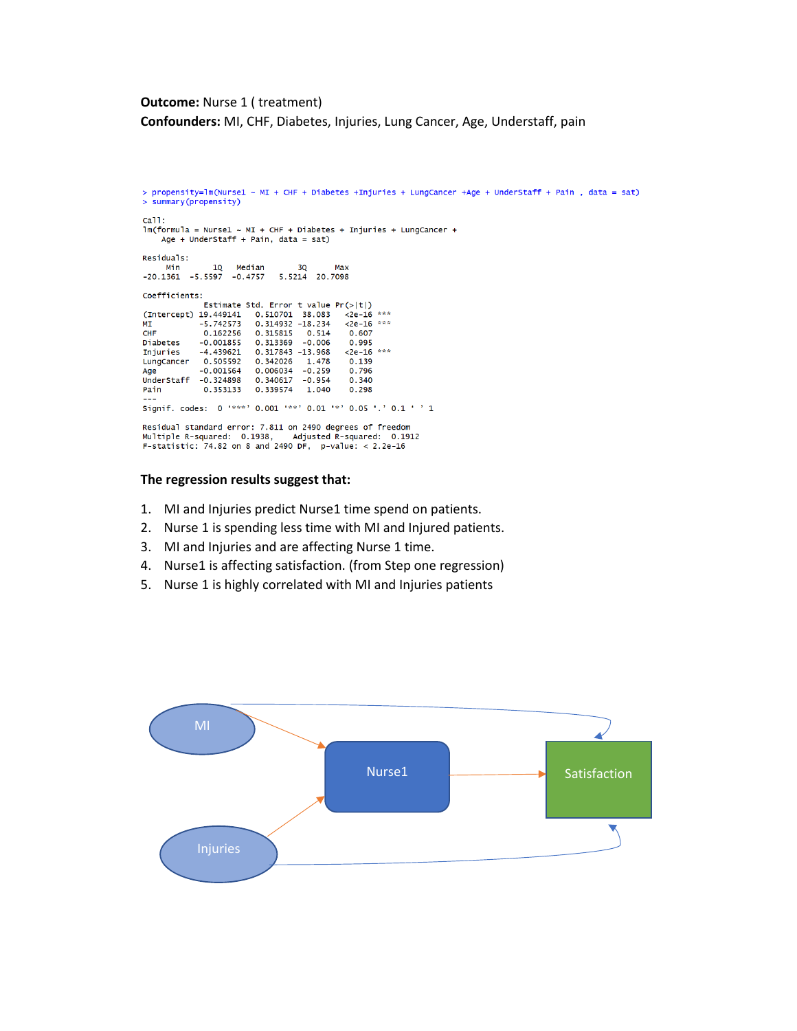**Outcome:** Nurse 1 ( treatment)

**Confounders:** MI, CHF, Diabetes, Injuries, Lung Cancer, Age, Understaff, pain

```
> propensity=lm(Nurse1 ~ MI + CHF + Diabetes +Injuries + LungCancer +Age + UnderStaff + Pain , data = sat)
> summary(propensity)

Call:
lm(formula = Nurse1 ~ MI + CHF + Diabetes + Injuries + LungCancer +
    Age + UnderStaff + Pain, data = sat)

Residuals:
     Min       1Q   Median       3Q      Max
-20.1361  -5.5597  -0.4757   5.5214  20.7098

Coefficients:
             Estimate Std. Error t value Pr(>|t|)
(Intercept) 19.449141   0.510701  38.083   <2e-16 ***
MI          -5.742573   0.314932 -18.234   <2e-16 ***
CHF          0.162256   0.315815   0.514    0.607
Diabetes    -0.001855   0.313369  -0.006    0.995
Injuries    -4.439621   0.317843 -13.968   <2e-16 ***
LungCancer   0.505592   0.342026   1.478    0.139
Age         -0.001564   0.006034  -0.259    0.796
UnderStaff  -0.324898   0.340617  -0.954    0.340
Pain         0.353133   0.339574   1.040    0.298
---
Signif. codes:  0 '***' 0.001 '**' 0.01 '*' 0.05 '.' 0.1 ' ' 1

Residual standard error: 7.811 on 2490 degrees of freedom
Multiple R-squared:  0.1938,    Adjusted R-squared:  0.1912
F-statistic: 74.82 on 8 and 2490 DF,  p-value: < 2.2e-16
```

**The regression results suggest that:**

1. MI and Injuries predict Nurse1 time spend on patients.
2. Nurse 1 is spending less time with MI and Injured patients.
3. MI and Injuries and are affecting Nurse 1 time.
4. Nurse1 is affecting satisfaction. (from Step one regression)
5. Nurse 1 is highly correlated with MI and Injuries patients

MI

Nurse1

Satisfaction

Injuries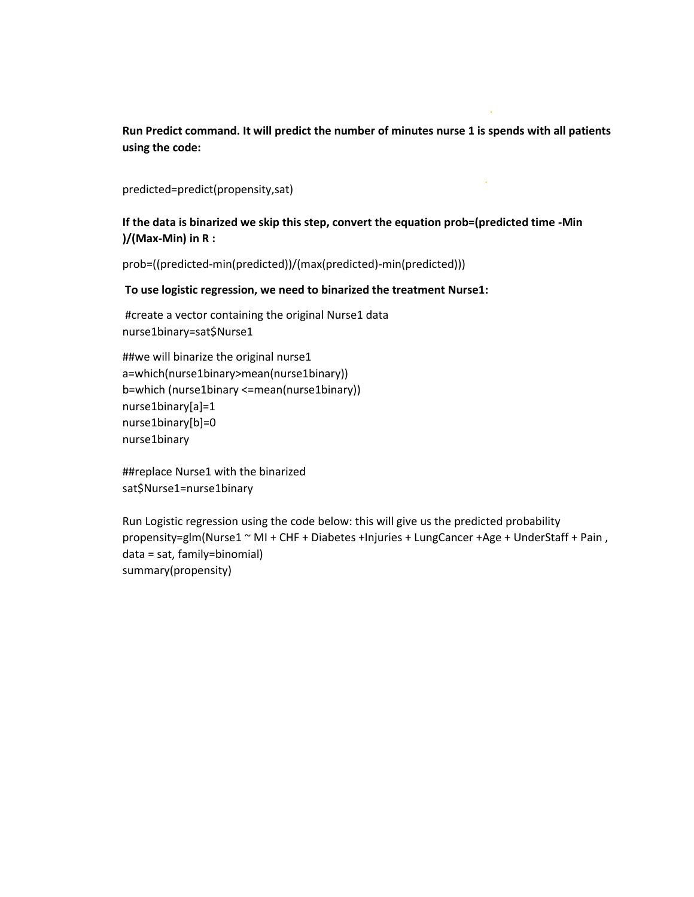**Run Predict command. It will predict the number of minutes nurse 1 is spends with all patients using the code:**

```
predicted=predict(propensity,sat)
```

**If the data is binarized we skip this step, convert the equation prob=(predicted time -Min )/(Max-Min) in R :**

```
prob=((predicted-min(predicted))/(max(predicted)-min(predicted)))
```

**To use logistic regression, we need to binarized the treatment Nurse1:**

```
#create a vector containing the original Nurse1 data
nurse1binary=sat$Nurse1

##we will binarize the original nurse1
a=which(nurse1binary>mean(nurse1binary))
b=which (nurse1binary <=mean(nurse1binary))
nurse1binary[a]=1
nurse1binary[b]=0
nurse1binary

##replace Nurse1 with the binarized
sat$Nurse1=nurse1binary
```

Run Logistic regression using the code below: this will give us the predicted probability

```
propensity=glm(Nurse1 ~ MI + CHF + Diabetes +Injuries + LungCancer +Age + UnderStaff + Pain ,
data = sat, family=binomial)
summary(propensity)
```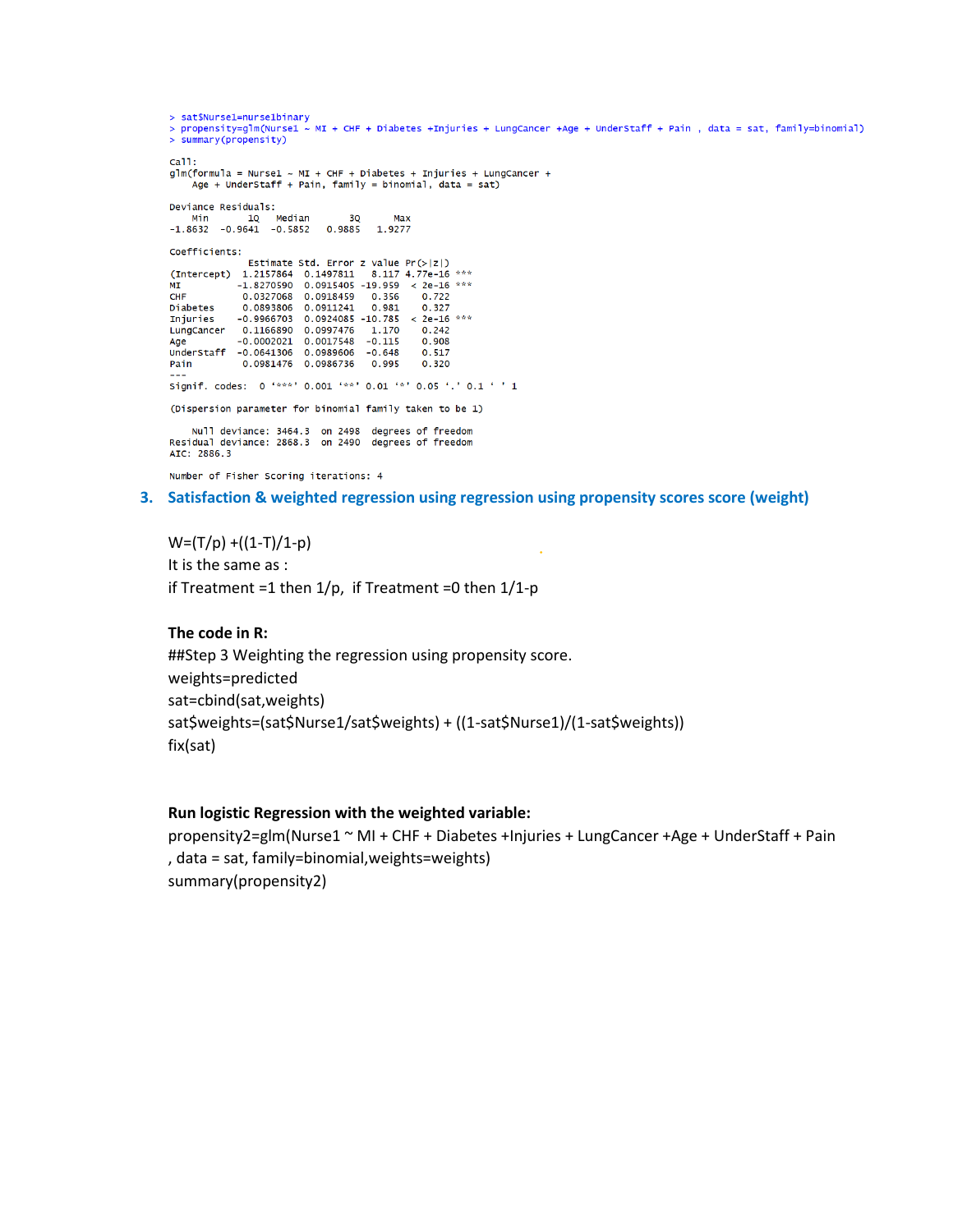```
> sat$Nurse1=nurse1binary
> propensity=glm(Nurse1 ~ MI + CHF + Diabetes +Injuries + LungCancer +Age + UnderStaff + Pain , data = sat, family=binomial)
> summary(propensity)

Call:
glm(formula = Nurse1 ~ MI + CHF + Diabetes + Injuries + LungCancer +
    Age + UnderStaff + Pain, family = binomial, data = sat)

Deviance Residuals:
    Min       1Q   Median       3Q      Max
-1.8632  -0.9641  -0.5852   0.9885   1.9277

Coefficients:
             Estimate Std. Error z value Pr(>|z|)
(Intercept)  1.2157864  0.1497811   8.117 4.77e-16 ***
MI          -1.8270590  0.0915405 -19.959  < 2e-16 ***
CHF          0.0327068  0.0918459   0.356    0.722
Diabetes     0.0893806  0.0911241   0.981    0.327
Injuries    -0.9966703  0.0924085 -10.785  < 2e-16 ***
LungCancer   0.1166890  0.0997476   1.170    0.242
Age         -0.0002021  0.0017548  -0.115    0.908
UnderStaff  -0.0641306  0.0989606  -0.648    0.517
Pain         0.0981476  0.0986736   0.995    0.320
---
Signif. codes:  0 '***' 0.001 '**' 0.01 '*' 0.05 '.' 0.1 ' ' 1

(Dispersion parameter for binomial family taken to be 1)

    Null deviance: 3464.3  on 2498  degrees of freedom
Residual deviance: 2868.3  on 2490  degrees of freedom
AIC: 2886.3

Number of Fisher Scoring iterations: 4
```

## 3. Satisfaction & weighted regression using regression using propensity scores score (weight)

W=(T/p) +((1-T)/1-p)

It is the same as :

if Treatment =1 then 1/p, if Treatment =0 then 1/1-p

**The code in R:**

```
##Step 3 Weighting the regression using propensity score.
weights=predicted
sat=cbind(sat,weights)
sat$weights=(sat$Nurse1/sat$weights) + ((1-sat$Nurse1)/(1-sat$weights))
fix(sat)
```

**Run logistic Regression with the weighted variable:**

```
propensity2=glm(Nurse1 ~ MI + CHF + Diabetes +Injuries + LungCancer +Age + UnderStaff + Pain
, data = sat, family=binomial,weights=weights)
summary(propensity2)
```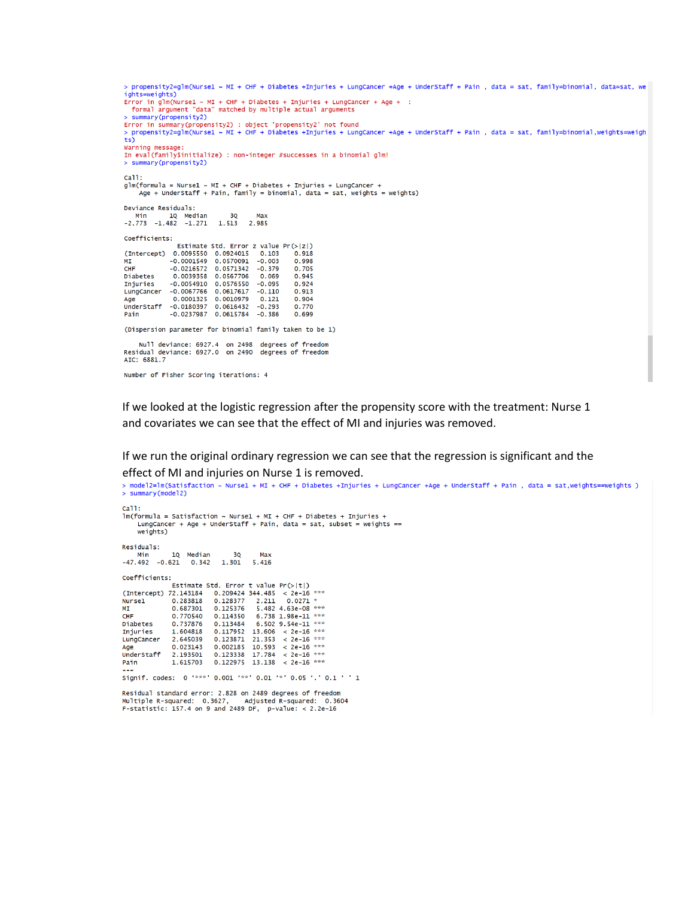```
> propensity2=glm(Nurse1 ~ MI + CHF + Diabetes +Injuries + LungCancer +Age + UnderStaff + Pain , data = sat, family=binomial, data=sat, we
ights=weights)
Error in glm(Nurse1 ~ MI + CHF + Diabetes + Injuries + LungCancer + Age +  :
  formal argument "data" matched by multiple actual arguments
> summary(propensity2)
Error in summary(propensity2) : object 'propensity2' not found
> propensity2=glm(Nurse1 ~ MI + CHF + Diabetes +Injuries + LungCancer +Age + UnderStaff + Pain , data = sat, family=binomial,weights=weigh
ts)
Warning message:
In eval(family$initialize) : non-integer #successes in a binomial glm!
> summary(propensity2)

Call:
glm(formula = Nurse1 ~ MI + CHF + Diabetes + Injuries + LungCancer +
    Age + UnderStaff + Pain, family = binomial, data = sat, weights = weights)

Deviance Residuals:
    Min       1Q   Median       3Q      Max
-2.773   -1.482   -1.271    1.513    2.985

Coefficients:
              Estimate Std. Error z value Pr(>|z|)
(Intercept)  0.0095550  0.0924015   0.103    0.918
MI          -0.0001549  0.0570091  -0.003    0.998
CHF         -0.0216572  0.0571342  -0.379    0.705
Diabetes     0.0039358  0.0567706   0.069    0.945
Injuries    -0.0054910  0.0576550  -0.095    0.924
LungCancer  -0.0067766  0.0617617  -0.110    0.913
Age          0.0001325  0.0010979   0.121    0.904
UnderStaff  -0.0180397  0.0616432  -0.293    0.770
Pain        -0.0237987  0.0615784  -0.386    0.699

(Dispersion parameter for binomial family taken to be 1)

    Null deviance: 6927.4  on 2498  degrees of freedom
Residual deviance: 6927.0  on 2490  degrees of freedom
AIC: 6881.7

Number of Fisher Scoring iterations: 4
```

If we looked at the logistic regression after the propensity score with the treatment: Nurse 1 and covariates we can see that the effect of MI and injuries was removed.

If we run the original ordinary regression we can see that the regression is significant and the effect of MI and injuries on Nurse 1 is removed.

```
> model2=lm(Satisfaction ~ Nurse1 + MI + CHF + Diabetes +Injuries + LungCancer +Age + UnderStaff + Pain , data = sat,weights==weights )
> summary(model2)

Call:
lm(formula = Satisfaction ~ Nurse1 + MI + CHF + Diabetes + Injuries +
    LungCancer + Age + UnderStaff + Pain, data = sat, subset = weights ==
    weights)

Residuals:
    Min      1Q  Median      3Q     Max
-47.492  -0.621   0.342   1.301   5.416

Coefficients:
             Estimate Std. Error t value Pr(>|t|)
(Intercept) 72.143184   0.209424 344.485  < 2e-16 ***
Nurse1       0.283818   0.128377   2.211   0.0271 *
MI           0.687301   0.125376   5.482 4.63e-08 ***
CHF          0.770540   0.114350   6.738 1.98e-11 ***
Diabetes     0.737876   0.113484   6.502 9.54e-11 ***
Injuries     1.604818   0.117952  13.606  < 2e-16 ***
LungCancer   2.645039   0.123871  21.353  < 2e-16 ***
Age          0.023143   0.002185  10.593  < 2e-16 ***
UnderStaff   2.193501   0.123338  17.784  < 2e-16 ***
Pain         1.615703   0.122975  13.138  < 2e-16 ***
---
Signif. codes:  0 '***' 0.001 '**' 0.01 '*' 0.05 '.' 0.1 ' ' 1

Residual standard error: 2.828 on 2489 degrees of freedom
Multiple R-squared:  0.3627,    Adjusted R-squared:  0.3604
F-statistic: 157.4 on 9 and 2489 DF,  p-value: < 2.2e-16
```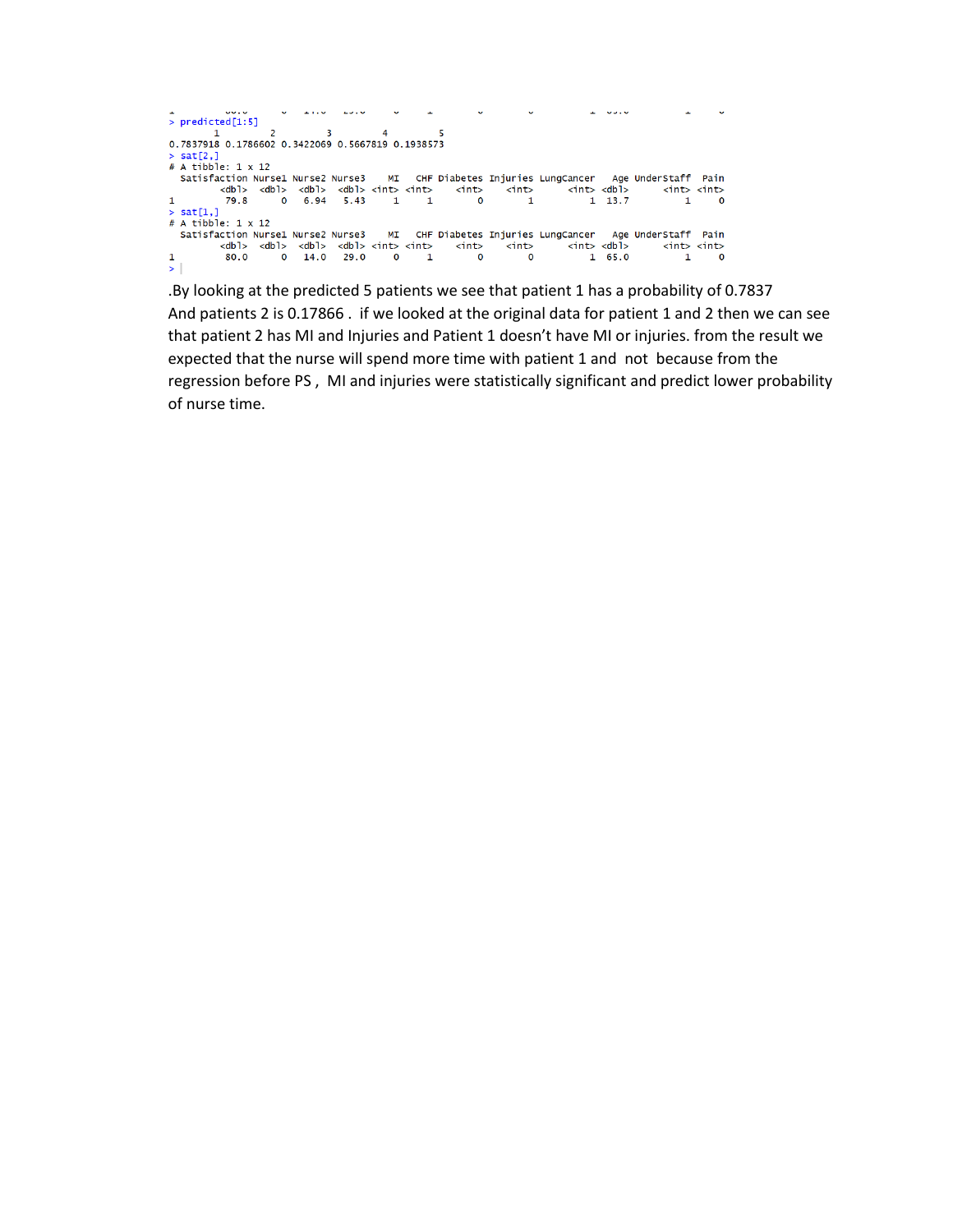```
> predicted[1:5]
        1         2         3         4         5 
0.7837918 0.1786602 0.3422069 0.5667819 0.1938573 
> sat[2,]
# A tibble: 1 x 12
  Satisfaction Nurse1 Nurse2 Nurse3    MI   CHF Diabetes Injuries LungCancer   Age UnderStaff  Pain
         <dbl>  <dbl>  <dbl>  <dbl> <int> <int>    <int>    <int>      <int> <dbl>      <int> <int>
1         79.8      0   6.94   5.43     1     1        0        1          1  13.7          1     0
> sat[1,]
# A tibble: 1 x 12
  Satisfaction Nurse1 Nurse2 Nurse3    MI   CHF Diabetes Injuries LungCancer   Age UnderStaff  Pain
         <dbl>  <dbl>  <dbl>  <dbl> <int> <int>    <int>    <int>      <int> <dbl>      <int> <int>
1         80.0      0   14.0   29.0     0     1        0        0          1  65.0          1     0
> 
```

.By looking at the predicted 5 patients we see that patient 1 has a probability of 0.7837 And patients 2 is 0.17866 . if we looked at the original data for patient 1 and 2 then we can see that patient 2 has MI and Injuries and Patient 1 doesn't have MI or injuries. from the result we expected that the nurse will spend more time with patient 1 and not because from the regression before PS , MI and injuries were statistically significant and predict lower probability of nurse time.